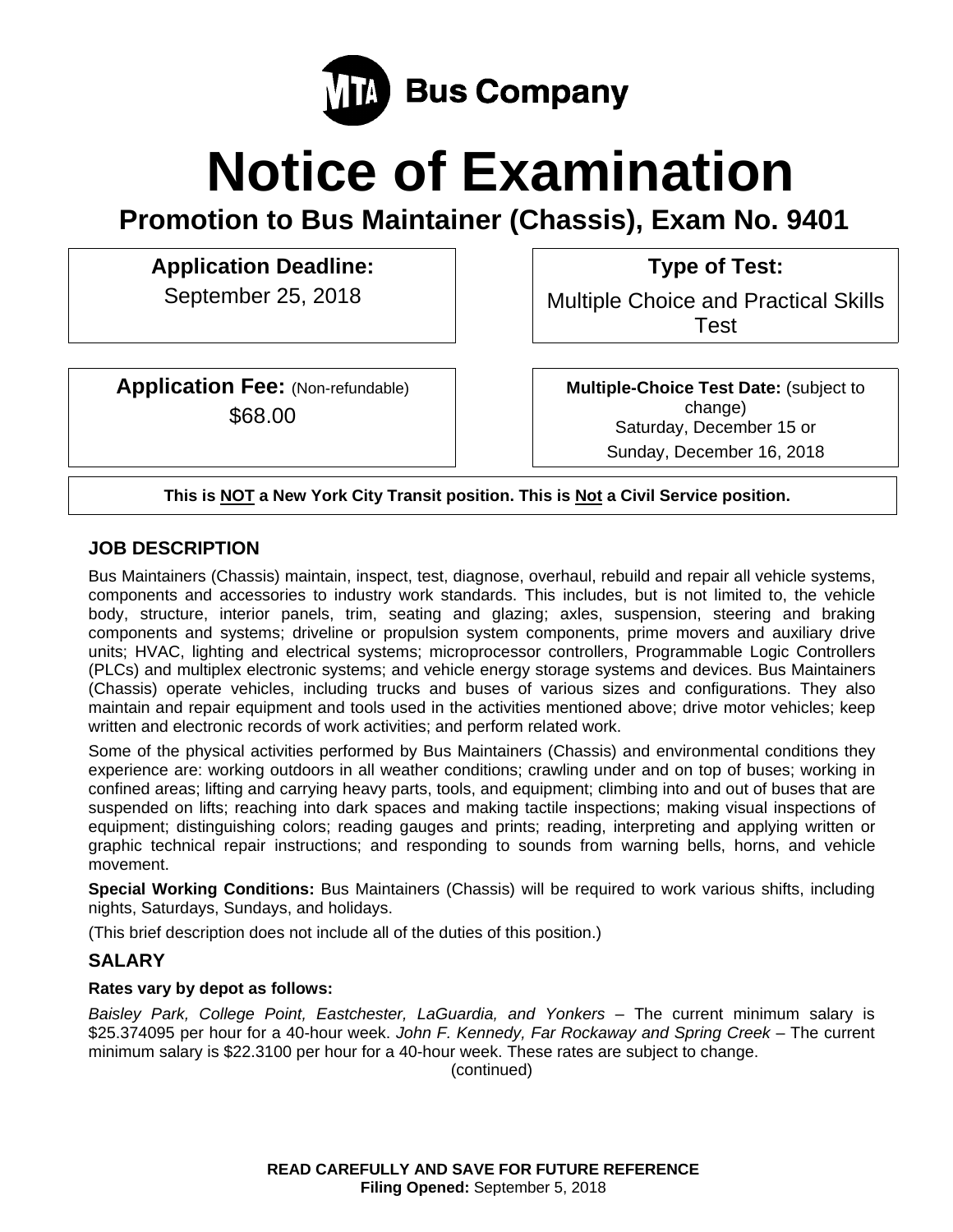MTA Bus Company

# Notice of Examination

## Promotion to Bus Maintainer (Chassis), Exam No. 9401

**Application Deadline:**
September 25, 2018

**Type of Test:**
Multiple Choice and Practical Skills Test

**Application Fee:** (Non-refundable)
$68.00

**Multiple-Choice Test Date:** (subject to change)
Saturday, December 15 or
Sunday, December 16, 2018

**This is NOT a New York City Transit position. This is Not a Civil Service position.**

### JOB DESCRIPTION

Bus Maintainers (Chassis) maintain, inspect, test, diagnose, overhaul, rebuild and repair all vehicle systems, components and accessories to industry work standards. This includes, but is not limited to, the vehicle body, structure, interior panels, trim, seating and glazing; axles, suspension, steering and braking components and systems; driveline or propulsion system components, prime movers and auxiliary drive units; HVAC, lighting and electrical systems; microprocessor controllers, Programmable Logic Controllers (PLCs) and multiplex electronic systems; and vehicle energy storage systems and devices. Bus Maintainers (Chassis) operate vehicles, including trucks and buses of various sizes and configurations. They also maintain and repair equipment and tools used in the activities mentioned above; drive motor vehicles; keep written and electronic records of work activities; and perform related work.

Some of the physical activities performed by Bus Maintainers (Chassis) and environmental conditions they experience are: working outdoors in all weather conditions; crawling under and on top of buses; working in confined areas; lifting and carrying heavy parts, tools, and equipment; climbing into and out of buses that are suspended on lifts; reaching into dark spaces and making tactile inspections; making visual inspections of equipment; distinguishing colors; reading gauges and prints; reading, interpreting and applying written or graphic technical repair instructions; and responding to sounds from warning bells, horns, and vehicle movement.

**Special Working Conditions:** Bus Maintainers (Chassis) will be required to work various shifts, including nights, Saturdays, Sundays, and holidays.

(This brief description does not include all of the duties of this position.)

### SALARY

**Rates vary by depot as follows:**

*Baisley Park, College Point, Eastchester, LaGuardia, and Yonkers* – The current minimum salary is $25.374095 per hour for a 40-hour week. *John F. Kennedy, Far Rockaway and Spring Creek* – The current minimum salary is $22.3100 per hour for a 40-hour week. These rates are subject to change.

(continued)

**READ CAREFULLY AND SAVE FOR FUTURE REFERENCE**
**Filing Opened:** September 5, 2018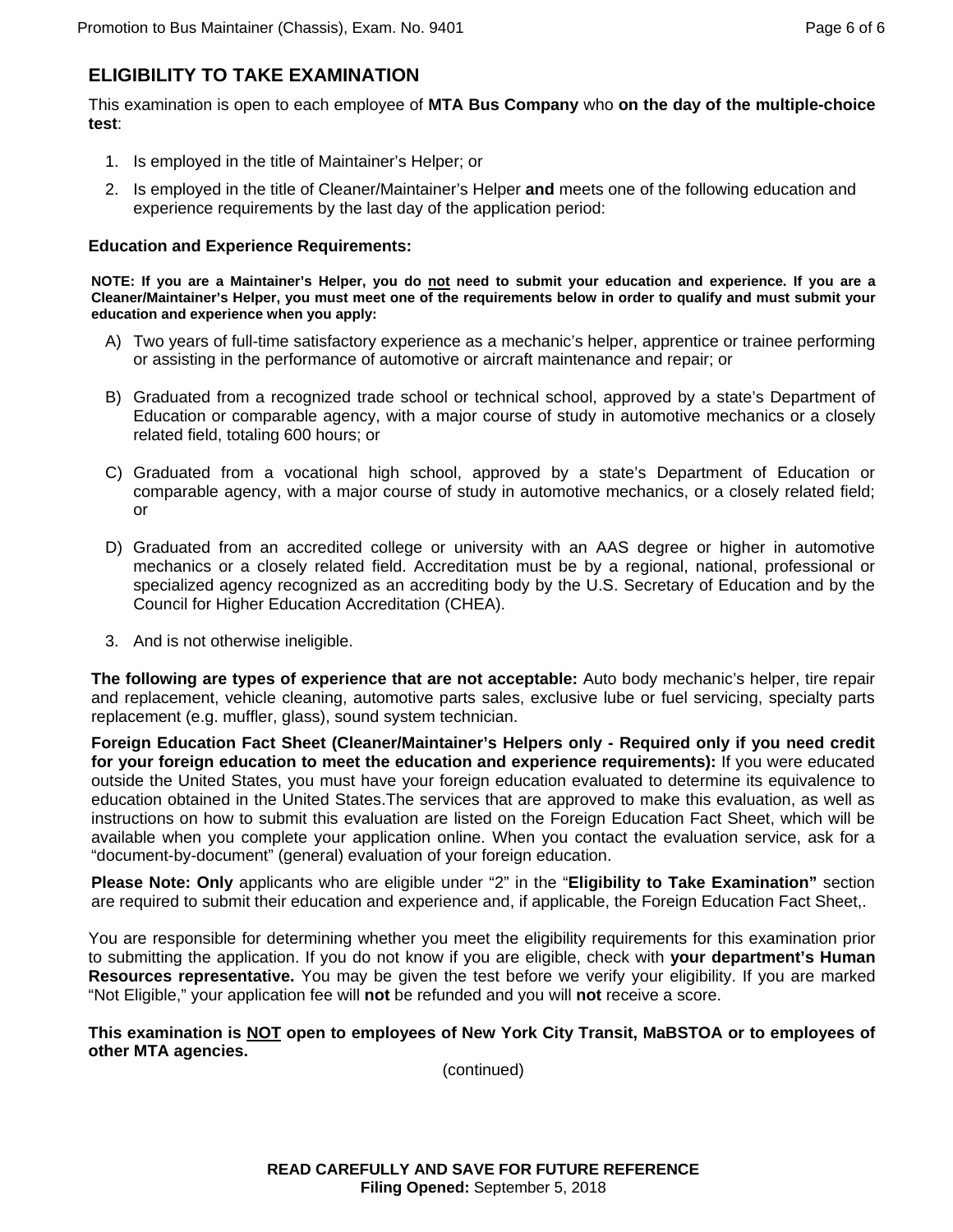## ELIGIBILITY TO TAKE EXAMINATION

This examination is open to each employee of **MTA Bus Company** who **on the day of the multiple-choice test**:

1. Is employed in the title of Maintainer's Helper; or
2. Is employed in the title of Cleaner/Maintainer's Helper **and** meets one of the following education and experience requirements by the last day of the application period:

### Education and Experience Requirements:

**NOTE: If you are a Maintainer's Helper, you do <u>not</u> need to submit your education and experience. If you are a Cleaner/Maintainer's Helper, you must meet one of the requirements below in order to qualify and must submit your education and experience when you apply:**

A) Two years of full-time satisfactory experience as a mechanic's helper, apprentice or trainee performing or assisting in the performance of automotive or aircraft maintenance and repair; or

B) Graduated from a recognized trade school or technical school, approved by a state's Department of Education or comparable agency, with a major course of study in automotive mechanics or a closely related field, totaling 600 hours; or

C) Graduated from a vocational high school, approved by a state's Department of Education or comparable agency, with a major course of study in automotive mechanics, or a closely related field; or

D) Graduated from an accredited college or university with an AAS degree or higher in automotive mechanics or a closely related field. Accreditation must be by a regional, national, professional or specialized agency recognized as an accrediting body by the U.S. Secretary of Education and by the Council for Higher Education Accreditation (CHEA).

3. And is not otherwise ineligible.

**The following are types of experience that are not acceptable:** Auto body mechanic's helper, tire repair and replacement, vehicle cleaning, automotive parts sales, exclusive lube or fuel servicing, specialty parts replacement (e.g. muffler, glass), sound system technician.

**Foreign Education Fact Sheet (Cleaner/Maintainer's Helpers only - Required only if you need credit for your foreign education to meet the education and experience requirements):** If you were educated outside the United States, you must have your foreign education evaluated to determine its equivalence to education obtained in the United States.The services that are approved to make this evaluation, as well as instructions on how to submit this evaluation are listed on the Foreign Education Fact Sheet, which will be available when you complete your application online. When you contact the evaluation service, ask for a "document-by-document" (general) evaluation of your foreign education.

**Please Note: Only** applicants who are eligible under "2" in the "**Eligibility to Take Examination"** section are required to submit their education and experience and, if applicable, the Foreign Education Fact Sheet,.

You are responsible for determining whether you meet the eligibility requirements for this examination prior to submitting the application. If you do not know if you are eligible, check with **your department's Human Resources representative.** You may be given the test before we verify your eligibility. If you are marked "Not Eligible," your application fee will **not** be refunded and you will **not** receive a score.

**This examination is <u>NOT</u> open to employees of New York City Transit, MaBSTOA or to employees of other MTA agencies.**

(continued)

**READ CAREFULLY AND SAVE FOR FUTURE REFERENCE**
**Filing Opened:** September 5, 2018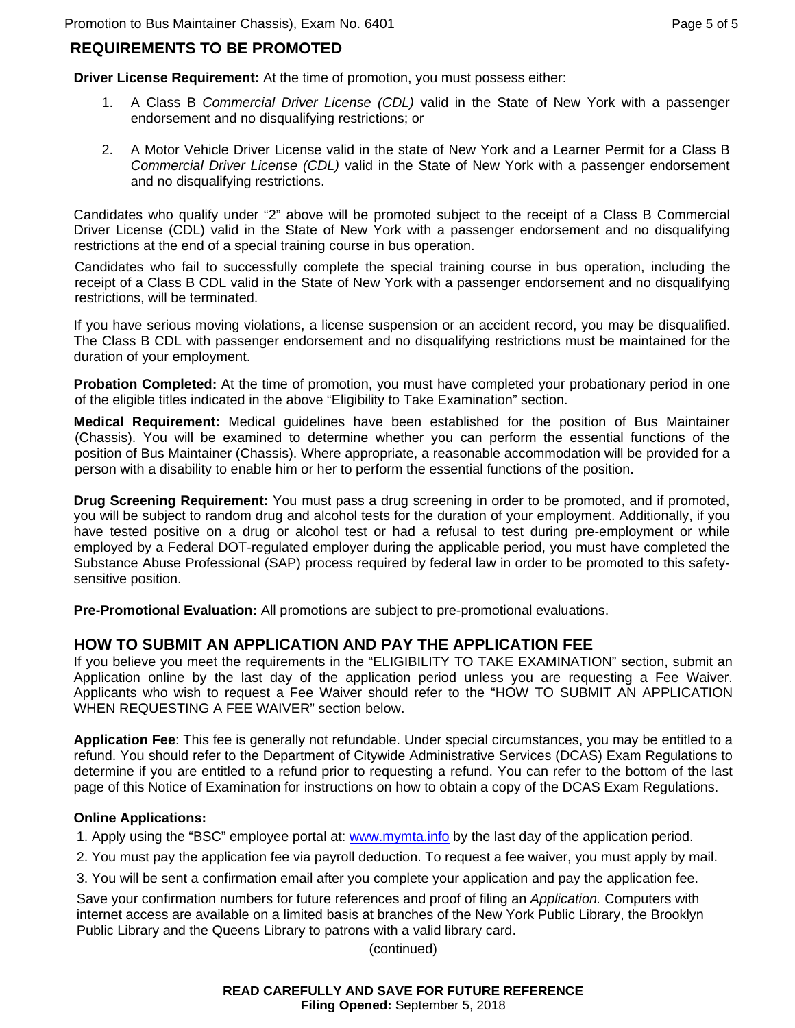## REQUIREMENTS TO BE PROMOTED

**Driver License Requirement:** At the time of promotion, you must possess either:

1. A Class B *Commercial Driver License (CDL)* valid in the State of New York with a passenger endorsement and no disqualifying restrictions; or
2. A Motor Vehicle Driver License valid in the state of New York and a Learner Permit for a Class B *Commercial Driver License (CDL)* valid in the State of New York with a passenger endorsement and no disqualifying restrictions.

Candidates who qualify under "2" above will be promoted subject to the receipt of a Class B Commercial Driver License (CDL) valid in the State of New York with a passenger endorsement and no disqualifying restrictions at the end of a special training course in bus operation.

Candidates who fail to successfully complete the special training course in bus operation, including the receipt of a Class B CDL valid in the State of New York with a passenger endorsement and no disqualifying restrictions, will be terminated.

If you have serious moving violations, a license suspension or an accident record, you may be disqualified. The Class B CDL with passenger endorsement and no disqualifying restrictions must be maintained for the duration of your employment.

**Probation Completed:** At the time of promotion, you must have completed your probationary period in one of the eligible titles indicated in the above "Eligibility to Take Examination" section.

**Medical Requirement:** Medical guidelines have been established for the position of Bus Maintainer (Chassis). You will be examined to determine whether you can perform the essential functions of the position of Bus Maintainer (Chassis). Where appropriate, a reasonable accommodation will be provided for a person with a disability to enable him or her to perform the essential functions of the position.

**Drug Screening Requirement:** You must pass a drug screening in order to be promoted, and if promoted, you will be subject to random drug and alcohol tests for the duration of your employment. Additionally, if you have tested positive on a drug or alcohol test or had a refusal to test during pre-employment or while employed by a Federal DOT-regulated employer during the applicable period, you must have completed the Substance Abuse Professional (SAP) process required by federal law in order to be promoted to this safety-sensitive position.

**Pre-Promotional Evaluation:** All promotions are subject to pre-promotional evaluations.

## HOW TO SUBMIT AN APPLICATION AND PAY THE APPLICATION FEE

If you believe you meet the requirements in the "ELIGIBILITY TO TAKE EXAMINATION" section, submit an Application online by the last day of the application period unless you are requesting a Fee Waiver. Applicants who wish to request a Fee Waiver should refer to the "HOW TO SUBMIT AN APPLICATION WHEN REQUESTING A FEE WAIVER" section below.

**Application Fee**: This fee is generally not refundable. Under special circumstances, you may be entitled to a refund. You should refer to the Department of Citywide Administrative Services (DCAS) Exam Regulations to determine if you are entitled to a refund prior to requesting a refund. You can refer to the bottom of the last page of this Notice of Examination for instructions on how to obtain a copy of the DCAS Exam Regulations.

**Online Applications:**

1. Apply using the "BSC" employee portal at: www.mymta.info by the last day of the application period.
2. You must pay the application fee via payroll deduction. To request a fee waiver, you must apply by mail.
3. You will be sent a confirmation email after you complete your application and pay the application fee.

Save your confirmation numbers for future references and proof of filing an *Application.* Computers with internet access are available on a limited basis at branches of the New York Public Library, the Brooklyn Public Library and the Queens Library to patrons with a valid library card.

(continued)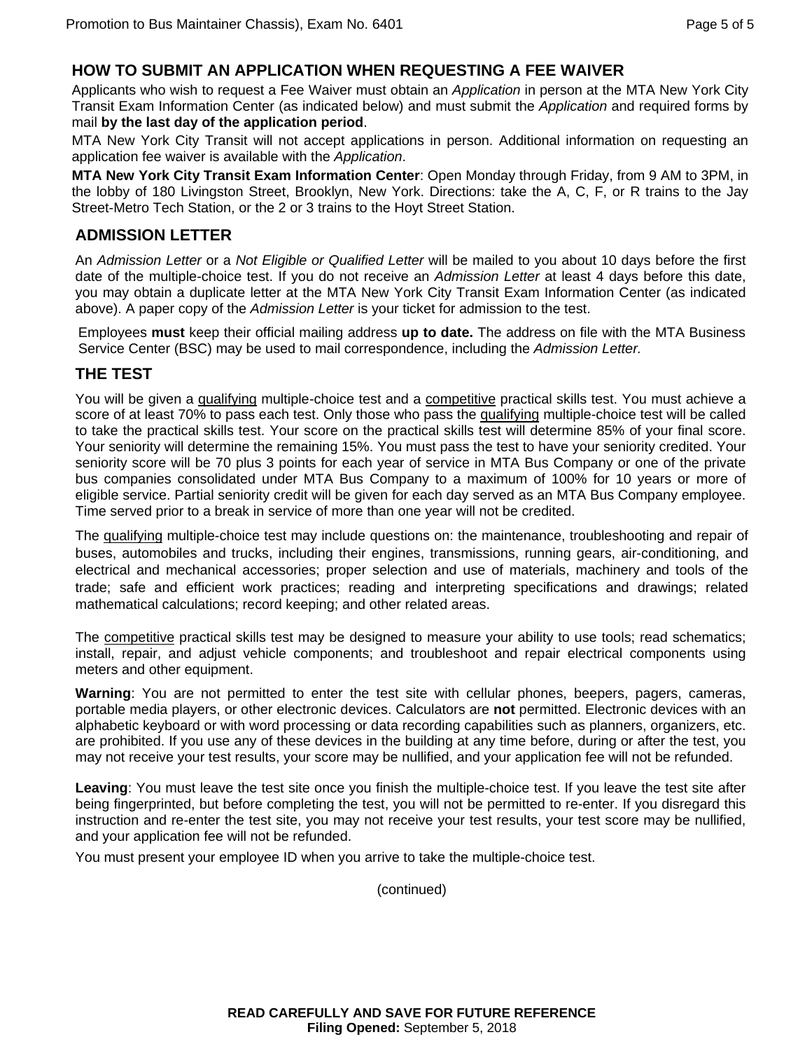## HOW TO SUBMIT AN APPLICATION WHEN REQUESTING A FEE WAIVER

Applicants who wish to request a Fee Waiver must obtain an *Application* in person at the MTA New York City Transit Exam Information Center (as indicated below) and must submit the *Application* and required forms by mail **by the last day of the application period**.

MTA New York City Transit will not accept applications in person. Additional information on requesting an application fee waiver is available with the *Application*.

**MTA New York City Transit Exam Information Center**: Open Monday through Friday, from 9 AM to 3PM, in the lobby of 180 Livingston Street, Brooklyn, New York. Directions: take the A, C, F, or R trains to the Jay Street-Metro Tech Station, or the 2 or 3 trains to the Hoyt Street Station.

## ADMISSION LETTER

An *Admission Letter* or a *Not Eligible or Qualified Letter* will be mailed to you about 10 days before the first date of the multiple-choice test. If you do not receive an *Admission Letter* at least 4 days before this date, you may obtain a duplicate letter at the MTA New York City Transit Exam Information Center (as indicated above). A paper copy of the *Admission Letter* is your ticket for admission to the test.

Employees **must** keep their official mailing address **up to date.** The address on file with the MTA Business Service Center (BSC) may be used to mail correspondence, including the *Admission Letter.*

## THE TEST

You will be given a qualifying multiple-choice test and a competitive practical skills test. You must achieve a score of at least 70% to pass each test. Only those who pass the qualifying multiple-choice test will be called to take the practical skills test. Your score on the practical skills test will determine 85% of your final score. Your seniority will determine the remaining 15%. You must pass the test to have your seniority credited. Your seniority score will be 70 plus 3 points for each year of service in MTA Bus Company or one of the private bus companies consolidated under MTA Bus Company to a maximum of 100% for 10 years or more of eligible service. Partial seniority credit will be given for each day served as an MTA Bus Company employee. Time served prior to a break in service of more than one year will not be credited.

The qualifying multiple-choice test may include questions on: the maintenance, troubleshooting and repair of buses, automobiles and trucks, including their engines, transmissions, running gears, air-conditioning, and electrical and mechanical accessories; proper selection and use of materials, machinery and tools of the trade; safe and efficient work practices; reading and interpreting specifications and drawings; related mathematical calculations; record keeping; and other related areas.

The competitive practical skills test may be designed to measure your ability to use tools; read schematics; install, repair, and adjust vehicle components; and troubleshoot and repair electrical components using meters and other equipment.

**Warning**: You are not permitted to enter the test site with cellular phones, beepers, pagers, cameras, portable media players, or other electronic devices. Calculators are **not** permitted. Electronic devices with an alphabetic keyboard or with word processing or data recording capabilities such as planners, organizers, etc. are prohibited. If you use any of these devices in the building at any time before, during or after the test, you may not receive your test results, your score may be nullified, and your application fee will not be refunded.

**Leaving**: You must leave the test site once you finish the multiple-choice test. If you leave the test site after being fingerprinted, but before completing the test, you will not be permitted to re-enter. If you disregard this instruction and re-enter the test site, you may not receive your test results, your test score may be nullified, and your application fee will not be refunded.

You must present your employee ID when you arrive to take the multiple-choice test.

(continued)

**READ CAREFULLY AND SAVE FOR FUTURE REFERENCE**
**Filing Opened:** September 5, 2018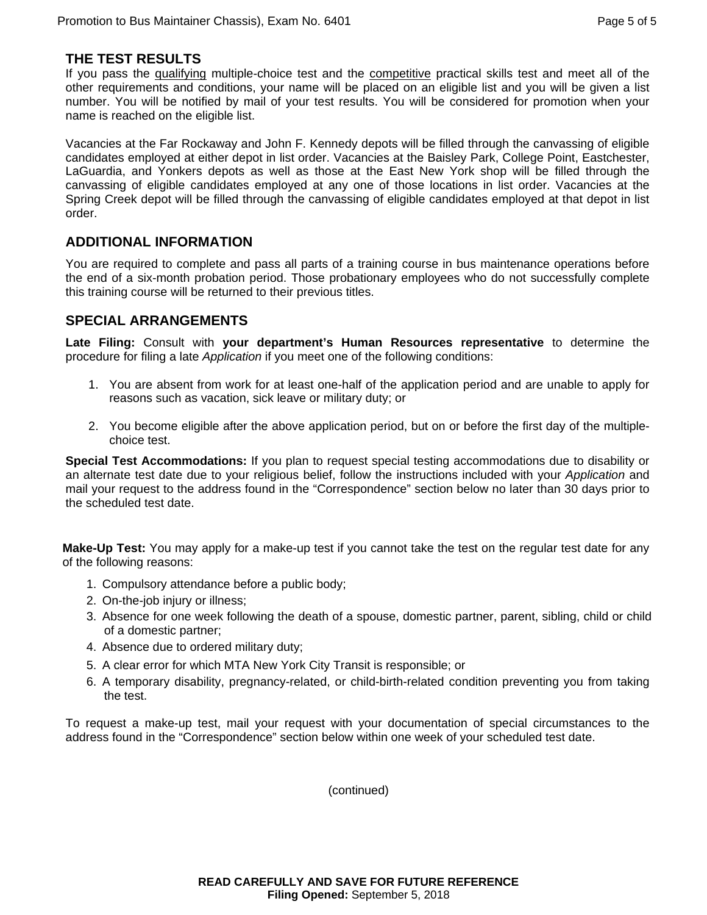## THE TEST RESULTS

If you pass the qualifying multiple-choice test and the competitive practical skills test and meet all of the other requirements and conditions, your name will be placed on an eligible list and you will be given a list number. You will be notified by mail of your test results. You will be considered for promotion when your name is reached on the eligible list.

Vacancies at the Far Rockaway and John F. Kennedy depots will be filled through the canvassing of eligible candidates employed at either depot in list order. Vacancies at the Baisley Park, College Point, Eastchester, LaGuardia, and Yonkers depots as well as those at the East New York shop will be filled through the canvassing of eligible candidates employed at any one of those locations in list order. Vacancies at the Spring Creek depot will be filled through the canvassing of eligible candidates employed at that depot in list order.

## ADDITIONAL INFORMATION

You are required to complete and pass all parts of a training course in bus maintenance operations before the end of a six-month probation period. Those probationary employees who do not successfully complete this training course will be returned to their previous titles.

## SPECIAL ARRANGEMENTS

**Late Filing:** Consult with **your department's Human Resources representative** to determine the procedure for filing a late *Application* if you meet one of the following conditions:

1. You are absent from work for at least one-half of the application period and are unable to apply for reasons such as vacation, sick leave or military duty; or
2. You become eligible after the above application period, but on or before the first day of the multiple-choice test.

**Special Test Accommodations:** If you plan to request special testing accommodations due to disability or an alternate test date due to your religious belief, follow the instructions included with your *Application* and mail your request to the address found in the "Correspondence" section below no later than 30 days prior to the scheduled test date.

**Make-Up Test:** You may apply for a make-up test if you cannot take the test on the regular test date for any of the following reasons:

1. Compulsory attendance before a public body;
2. On-the-job injury or illness;
3. Absence for one week following the death of a spouse, domestic partner, parent, sibling, child or child of a domestic partner;
4. Absence due to ordered military duty;
5. A clear error for which MTA New York City Transit is responsible; or
6. A temporary disability, pregnancy-related, or child-birth-related condition preventing you from taking the test.

To request a make-up test, mail your request with your documentation of special circumstances to the address found in the "Correspondence" section below within one week of your scheduled test date.

(continued)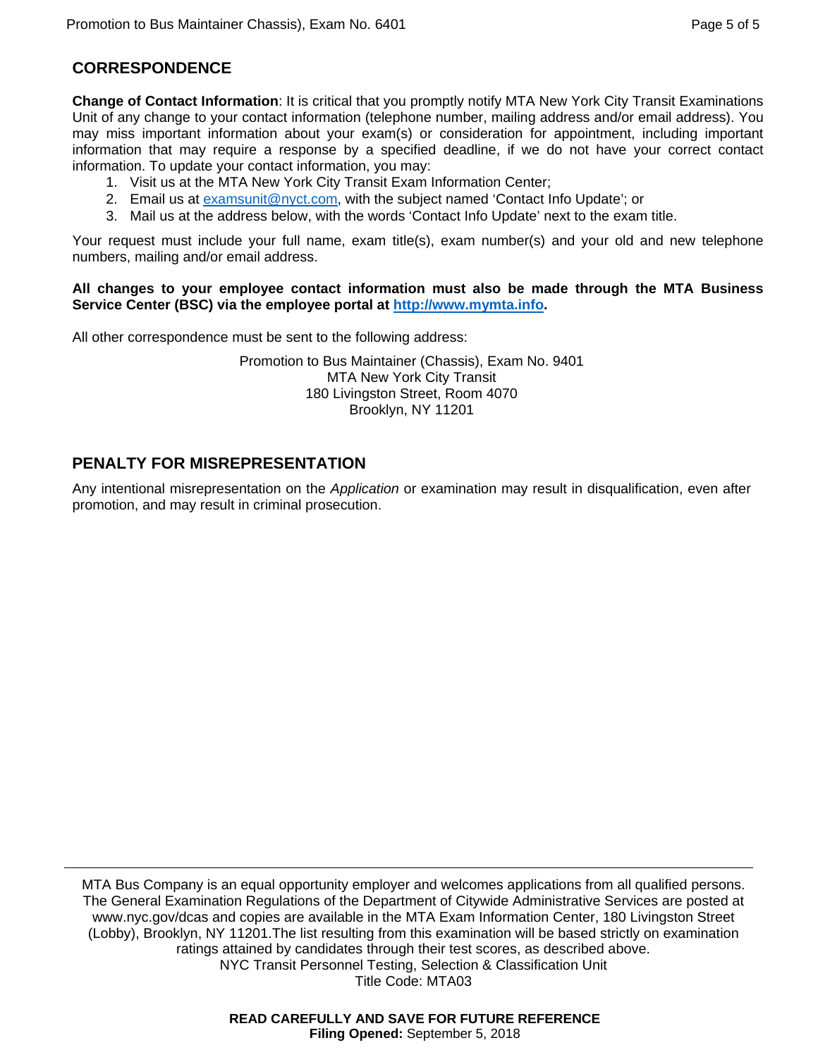## CORRESPONDENCE

**Change of Contact Information**: It is critical that you promptly notify MTA New York City Transit Examinations Unit of any change to your contact information (telephone number, mailing address and/or email address). You may miss important information about your exam(s) or consideration for appointment, including important information that may require a response by a specified deadline, if we do not have your correct contact information. To update your contact information, you may:

1. Visit us at the MTA New York City Transit Exam Information Center;
2. Email us at examsunit@nyct.com, with the subject named 'Contact Info Update'; or
3. Mail us at the address below, with the words 'Contact Info Update' next to the exam title.

Your request must include your full name, exam title(s), exam number(s) and your old and new telephone numbers, mailing and/or email address.

**All changes to your employee contact information must also be made through the MTA Business Service Center (BSC) via the employee portal at http://www.mymta.info.**

All other correspondence must be sent to the following address:

Promotion to Bus Maintainer (Chassis), Exam No. 9401
MTA New York City Transit
180 Livingston Street, Room 4070
Brooklyn, NY 11201

## PENALTY FOR MISREPRESENTATION

Any intentional misrepresentation on the *Application* or examination may result in disqualification, even after promotion, and may result in criminal prosecution.

---

MTA Bus Company is an equal opportunity employer and welcomes applications from all qualified persons. The General Examination Regulations of the Department of Citywide Administrative Services are posted at www.nyc.gov/dcas and copies are available in the MTA Exam Information Center, 180 Livingston Street (Lobby), Brooklyn, NY 11201.The list resulting from this examination will be based strictly on examination ratings attained by candidates through their test scores, as described above.
NYC Transit Personnel Testing, Selection & Classification Unit
Title Code: MTA03

**READ CAREFULLY AND SAVE FOR FUTURE REFERENCE**
**Filing Opened:** September 5, 2018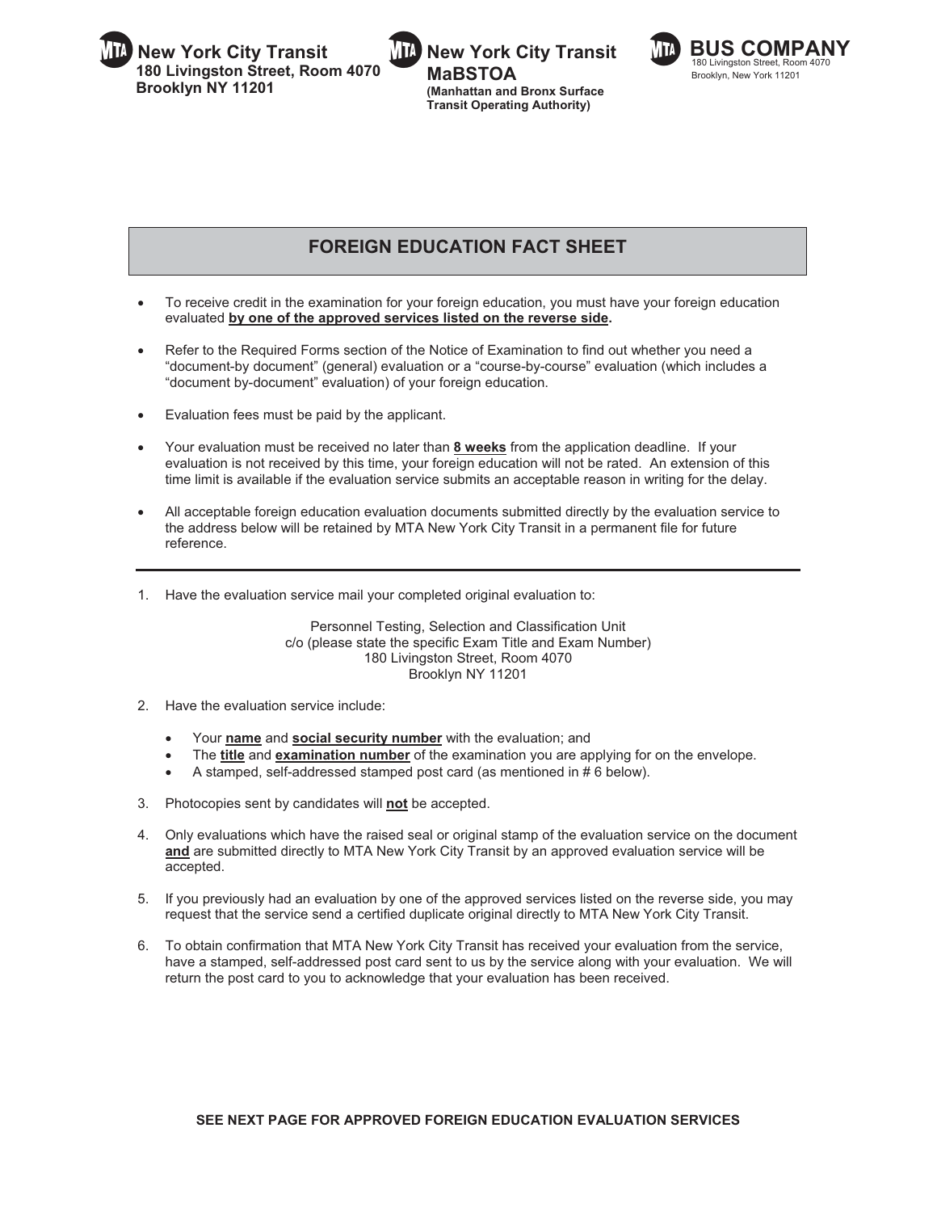**New York City Transit**
**180 Livingston Street, Room 4070**
**Brooklyn NY 11201**

**New York City Transit**
**MaBSTOA**
**(Manhattan and Bronx Surface Transit Operating Authority)**

**BUS COMPANY**
180 Livingston Street, Room 4070
Brooklyn, New York 11201

## FOREIGN EDUCATION FACT SHEET

- To receive credit in the examination for your foreign education, you must have your foreign education evaluated **by one of the approved services listed on the reverse side.**
- Refer to the Required Forms section of the Notice of Examination to find out whether you need a "document-by document" (general) evaluation or a "course-by-course" evaluation (which includes a "document by-document" evaluation) of your foreign education.
- Evaluation fees must be paid by the applicant.
- Your evaluation must be received no later than **8 weeks** from the application deadline. If your evaluation is not received by this time, your foreign education will not be rated. An extension of this time limit is available if the evaluation service submits an acceptable reason in writing for the delay.
- All acceptable foreign education evaluation documents submitted directly by the evaluation service to the address below will be retained by MTA New York City Transit in a permanent file for future reference.

---

1. Have the evaluation service mail your completed original evaluation to:

   Personnel Testing, Selection and Classification Unit
   c/o (please state the specific Exam Title and Exam Number)
   180 Livingston Street, Room 4070
   Brooklyn NY 11201

2. Have the evaluation service include:
   - Your **name** and **social security number** with the evaluation; and
   - The **title** and **examination number** of the examination you are applying for on the envelope.
   - A stamped, self-addressed stamped post card (as mentioned in # 6 below).
3. Photocopies sent by candidates will **not** be accepted.
4. Only evaluations which have the raised seal or original stamp of the evaluation service on the document **and** are submitted directly to MTA New York City Transit by an approved evaluation service will be accepted.
5. If you previously had an evaluation by one of the approved services listed on the reverse side, you may request that the service send a certified duplicate original directly to MTA New York City Transit.
6. To obtain confirmation that MTA New York City Transit has received your evaluation from the service, have a stamped, self-addressed post card sent to us by the service along with your evaluation. We will return the post card to you to acknowledge that your evaluation has been received.

**SEE NEXT PAGE FOR APPROVED FOREIGN EDUCATION EVALUATION SERVICES**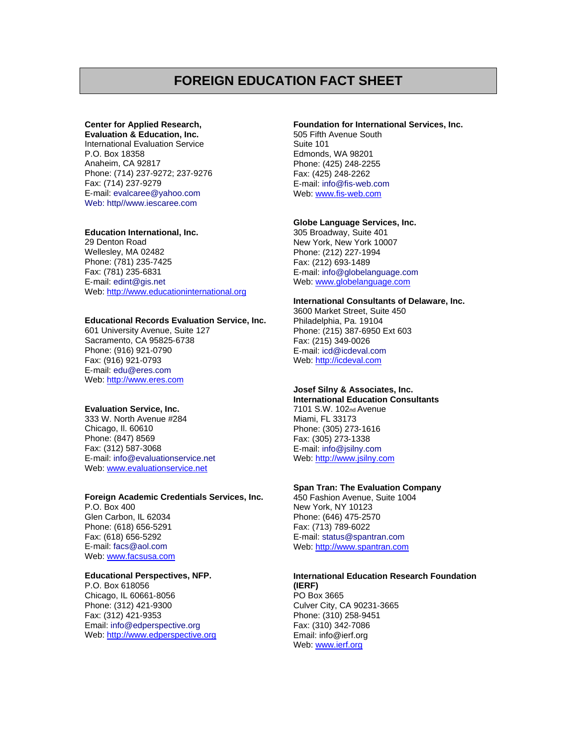# FOREIGN EDUCATION FACT SHEET

**Center for Applied Research, Evaluation & Education, Inc.**
International Evaluation Service
P.O. Box 18358
Anaheim, CA 92817
Phone: (714) 237-9272; 237-9276
Fax: (714) 237-9279
E-mail: evalcaree@yahoo.com
Web: http//www.iescaree.com

**Education International, Inc.**
29 Denton Road
Wellesley, MA 02482
Phone: (781) 235-7425
Fax: (781) 235-6831
E-mail: edint@gis.net
Web: http://www.educationinternational.org

**Educational Records Evaluation Service, Inc.**
601 University Avenue, Suite 127
Sacramento, CA 95825-6738
Phone: (916) 921-0790
Fax: (916) 921-0793
E-mail: edu@eres.com
Web: http://www.eres.com

**Evaluation Service, Inc.**
333 W. North Avenue #284
Chicago, Il. 60610
Phone: (847) 8569
Fax: (312) 587-3068
E-mail: info@evaluationservice.net
Web: www.evaluationservice.net

**Foreign Academic Credentials Services, Inc.**
P.O. Box 400
Glen Carbon, IL 62034
Phone: (618) 656-5291
Fax: (618) 656-5292
E-mail: facs@aol.com
Web: www.facsusa.com

**Educational Perspectives, NFP.**
P.O. Box 618056
Chicago, IL 60661-8056
Phone: (312) 421-9300
Fax: (312) 421-9353
Email: info@edperspective.org
Web: http://www.edperspective.org

**Foundation for International Services, Inc.**
505 Fifth Avenue South
Suite 101
Edmonds, WA 98201
Phone: (425) 248-2255
Fax: (425) 248-2262
E-mail: info@fis-web.com
Web: www.fis-web.com

**Globe Language Services, Inc.**
305 Broadway, Suite 401
New York, New York 10007
Phone: (212) 227-1994
Fax: (212) 693-1489
E-mail: info@globelanguage.com
Web: www.globelanguage.com

**International Consultants of Delaware, Inc.**
3600 Market Street, Suite 450
Philadelphia, Pa. 19104
Phone: (215) 387-6950 Ext 603
Fax: (215) 349-0026
E-mail: icd@icdeval.com
Web: http://icdeval.com

**Josef Silny & Associates, Inc.**
**International Education Consultants**
7101 S.W. 102nd Avenue
Miami, FL 33173
Phone: (305) 273-1616
Fax: (305) 273-1338
E-mail: info@jsilny.com
Web: http://www.jsilny.com

**Span Tran: The Evaluation Company**
450 Fashion Avenue, Suite 1004
New York, NY 10123
Phone: (646) 475-2570
Fax: (713) 789-6022
E-mail: status@spantran.com
Web: http://www.spantran.com

**International Education Research Foundation (IERF)**
PO Box 3665
Culver City, CA 90231-3665
Phone: (310) 258-9451
Fax: (310) 342-7086
Email: info@ierf.org
Web: www.ierf.org